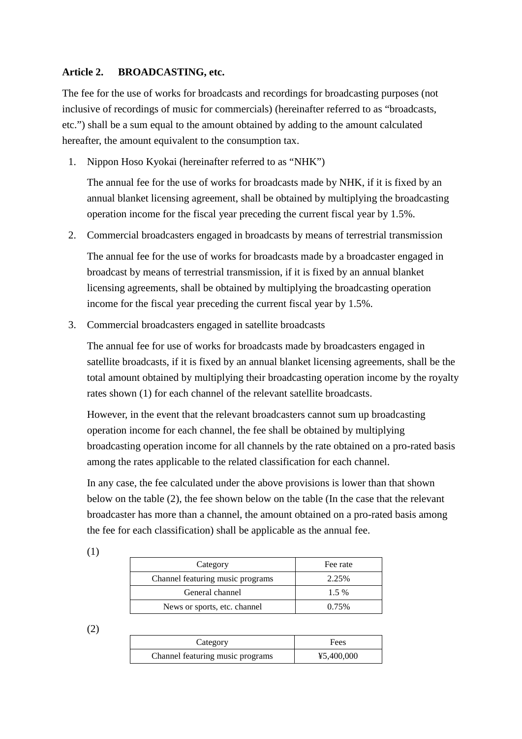**Article 2. BROADCASTING, etc.**

The fee for the use of works for broadcasts and recordings for broadcasting purposes (not inclusive of recordings of music for commercials) (hereinafter referred to as "broadcasts, etc.") shall be a sum equal to the amount obtained by adding to the amount calculated hereafter, the amount equivalent to the consumption tax.

1. Nippon Hoso Kyokai (hereinafter referred to as "NHK")

   The annual fee for the use of works for broadcasts made by NHK, if it is fixed by an annual blanket licensing agreement, shall be obtained by multiplying the broadcasting operation income for the fiscal year preceding the current fiscal year by 1.5%.

2. Commercial broadcasters engaged in broadcasts by means of terrestrial transmission

   The annual fee for the use of works for broadcasts made by a broadcaster engaged in broadcast by means of terrestrial transmission, if it is fixed by an annual blanket licensing agreements, shall be obtained by multiplying the broadcasting operation income for the fiscal year preceding the current fiscal year by 1.5%.

3. Commercial broadcasters engaged in satellite broadcasts

   The annual fee for use of works for broadcasts made by broadcasters engaged in satellite broadcasts, if it is fixed by an annual blanket licensing agreements, shall be the total amount obtained by multiplying their broadcasting operation income by the royalty rates shown (1) for each channel of the relevant satellite broadcasts.

   However, in the event that the relevant broadcasters cannot sum up broadcasting operation income for each channel, the fee shall be obtained by multiplying broadcasting operation income for all channels by the rate obtained on a pro-rated basis among the rates applicable to the related classification for each channel.

   In any case, the fee calculated under the above provisions is lower than that shown below on the table (2), the fee shown below on the table (In the case that the relevant broadcaster has more than a channel, the amount obtained on a pro-rated basis among the fee for each classification) shall be applicable as the annual fee.

(1)

| Category | Fee rate |
| --- | --- |
| Channel featuring music programs | 2.25% |
| General channel | 1.5 % |
| News or sports, etc. channel | 0.75% |

(2)

| Category | Fees |
| --- | --- |
| Channel featuring music programs | ¥5,400,000 |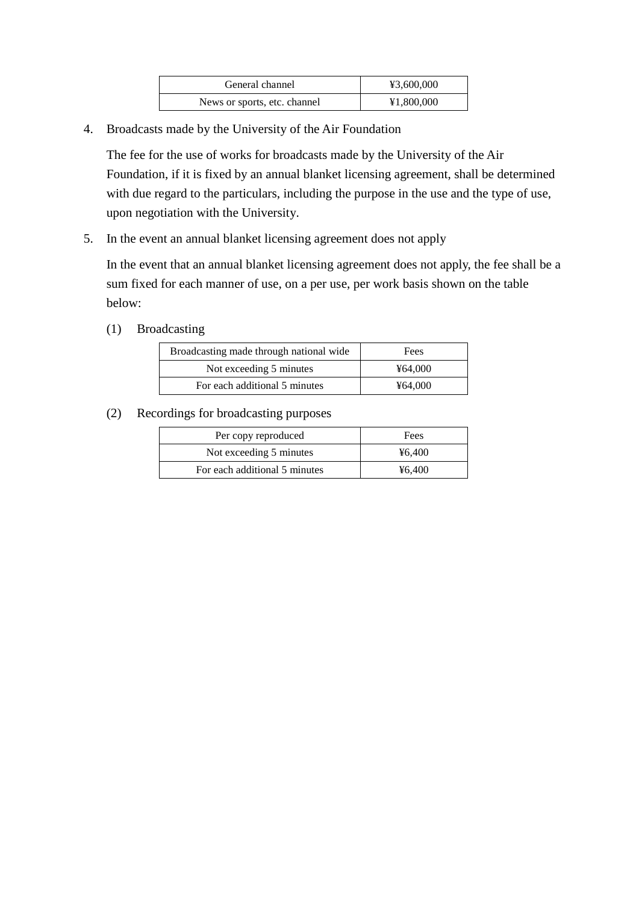| General channel | ¥3,600,000 |
| --- | --- |
| News or sports, etc. channel | ¥1,800,000 |

4. Broadcasts made by the University of the Air Foundation

   The fee for the use of works for broadcasts made by the University of the Air Foundation, if it is fixed by an annual blanket licensing agreement, shall be determined with due regard to the particulars, including the purpose in the use and the type of use, upon negotiation with the University.

5. In the event an annual blanket licensing agreement does not apply

   In the event that an annual blanket licensing agreement does not apply, the fee shall be a sum fixed for each manner of use, on a per use, per work basis shown on the table below:

   (1) Broadcasting

| Broadcasting made through national wide | Fees |
| --- | --- |
| Not exceeding 5 minutes | ¥64,000 |
| For each additional 5 minutes | ¥64,000 |

   (2) Recordings for broadcasting purposes

| Per copy reproduced | Fees |
| --- | --- |
| Not exceeding 5 minutes | ¥6,400 |
| For each additional 5 minutes | ¥6,400 |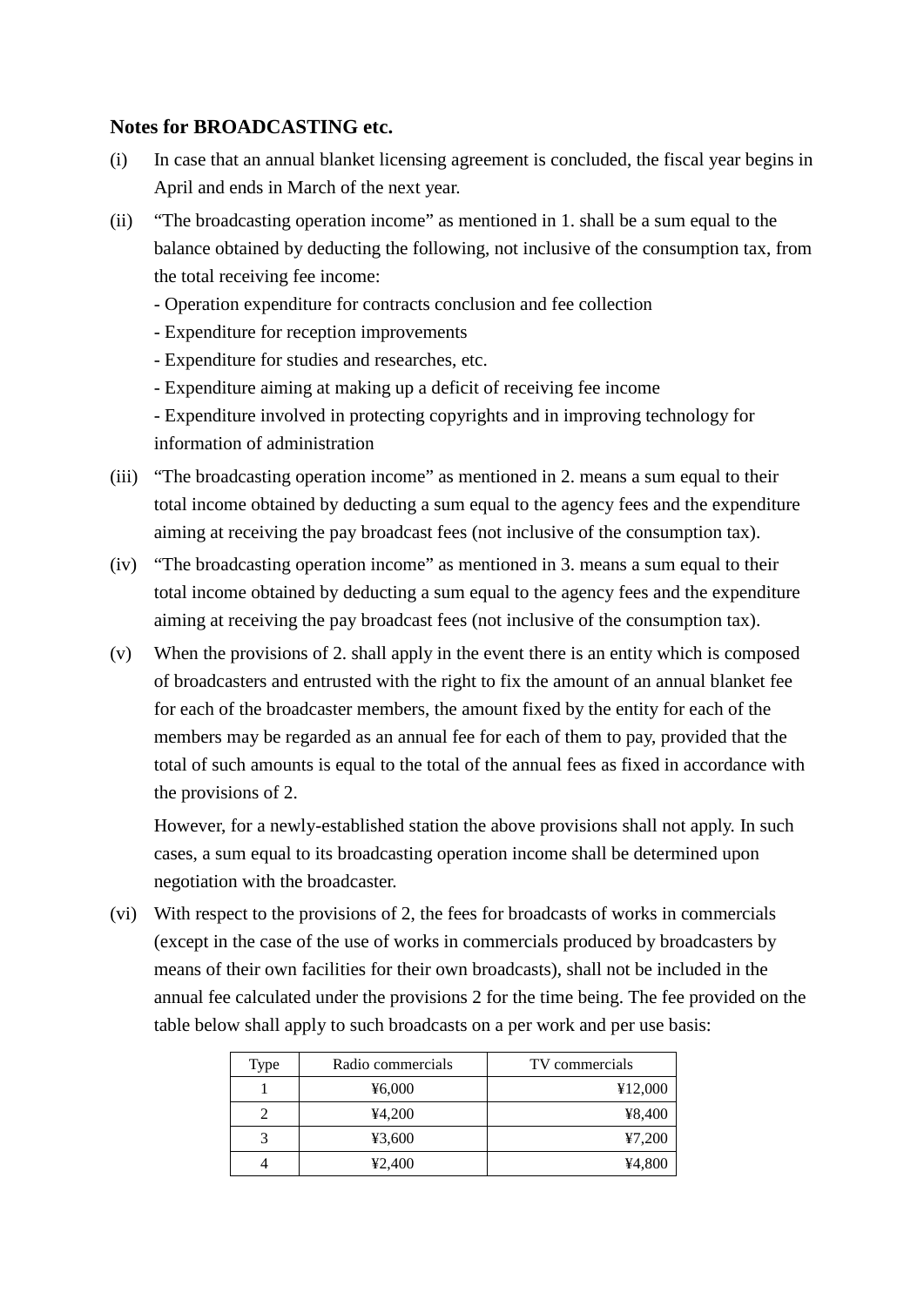### Notes for BROADCASTING etc.

(i) In case that an annual blanket licensing agreement is concluded, the fiscal year begins in April and ends in March of the next year.

(ii) “The broadcasting operation income” as mentioned in 1. shall be a sum equal to the balance obtained by deducting the following, not inclusive of the consumption tax, from the total receiving fee income:

- Operation expenditure for contracts conclusion and fee collection
- Expenditure for reception improvements
- Expenditure for studies and researches, etc.
- Expenditure aiming at making up a deficit of receiving fee income
- Expenditure involved in protecting copyrights and in improving technology for information of administration

(iii) “The broadcasting operation income” as mentioned in 2. means a sum equal to their total income obtained by deducting a sum equal to the agency fees and the expenditure aiming at receiving the pay broadcast fees (not inclusive of the consumption tax).

(iv) “The broadcasting operation income” as mentioned in 3. means a sum equal to their total income obtained by deducting a sum equal to the agency fees and the expenditure aiming at receiving the pay broadcast fees (not inclusive of the consumption tax).

(v) When the provisions of 2. shall apply in the event there is an entity which is composed of broadcasters and entrusted with the right to fix the amount of an annual blanket fee for each of the broadcaster members, the amount fixed by the entity for each of the members may be regarded as an annual fee for each of them to pay, provided that the total of such amounts is equal to the total of the annual fees as fixed in accordance with the provisions of 2.

However, for a newly-established station the above provisions shall not apply. In such cases, a sum equal to its broadcasting operation income shall be determined upon negotiation with the broadcaster.

(vi) With respect to the provisions of 2, the fees for broadcasts of works in commercials (except in the case of the use of works in commercials produced by broadcasters by means of their own facilities for their own broadcasts), shall not be included in the annual fee calculated under the provisions 2 for the time being. The fee provided on the table below shall apply to such broadcasts on a per work and per use basis:

| Type | Radio commercials | TV commercials |
|---|---|---|
| 1 | ¥6,000 | ¥12,000 |
| 2 | ¥4,200 | ¥8,400 |
| 3 | ¥3,600 | ¥7,200 |
| 4 | ¥2,400 | ¥4,800 |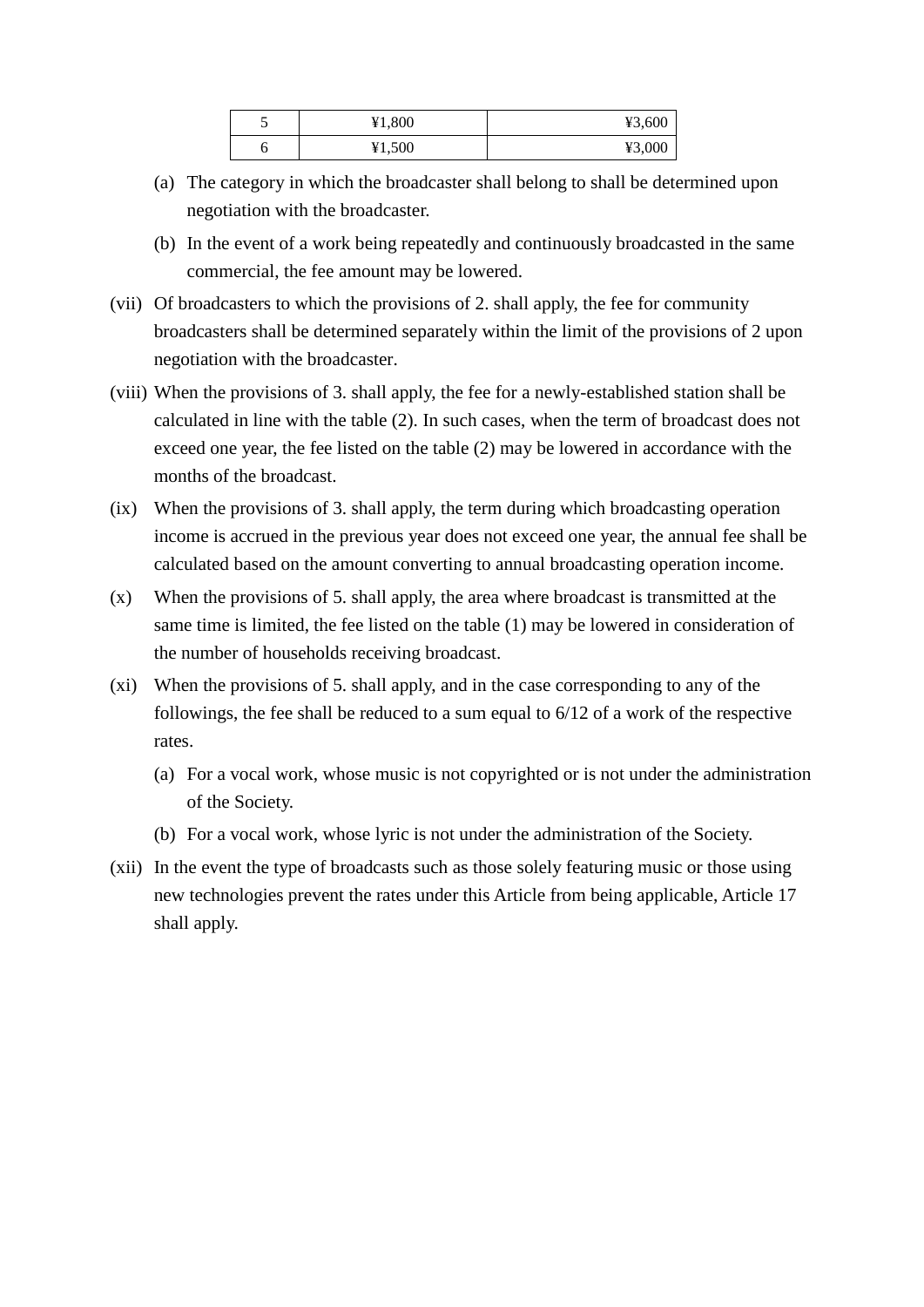| | | |
|---|---|---|
| 5 | ¥1,800 | ¥3,600 |
| 6 | ¥1,500 | ¥3,000 |

(a) The category in which the broadcaster shall belong to shall be determined upon negotiation with the broadcaster.

(b) In the event of a work being repeatedly and continuously broadcasted in the same commercial, the fee amount may be lowered.

(vii) Of broadcasters to which the provisions of 2. shall apply, the fee for community broadcasters shall be determined separately within the limit of the provisions of 2 upon negotiation with the broadcaster.

(viii) When the provisions of 3. shall apply, the fee for a newly-established station shall be calculated in line with the table (2). In such cases, when the term of broadcast does not exceed one year, the fee listed on the table (2) may be lowered in accordance with the months of the broadcast.

(ix) When the provisions of 3. shall apply, the term during which broadcasting operation income is accrued in the previous year does not exceed one year, the annual fee shall be calculated based on the amount converting to annual broadcasting operation income.

(x) When the provisions of 5. shall apply, the area where broadcast is transmitted at the same time is limited, the fee listed on the table (1) may be lowered in consideration of the number of households receiving broadcast.

(xi) When the provisions of 5. shall apply, and in the case corresponding to any of the followings, the fee shall be reduced to a sum equal to 6/12 of a work of the respective rates.

(a) For a vocal work, whose music is not copyrighted or is not under the administration of the Society.

(b) For a vocal work, whose lyric is not under the administration of the Society.

(xii) In the event the type of broadcasts such as those solely featuring music or those using new technologies prevent the rates under this Article from being applicable, Article 17 shall apply.